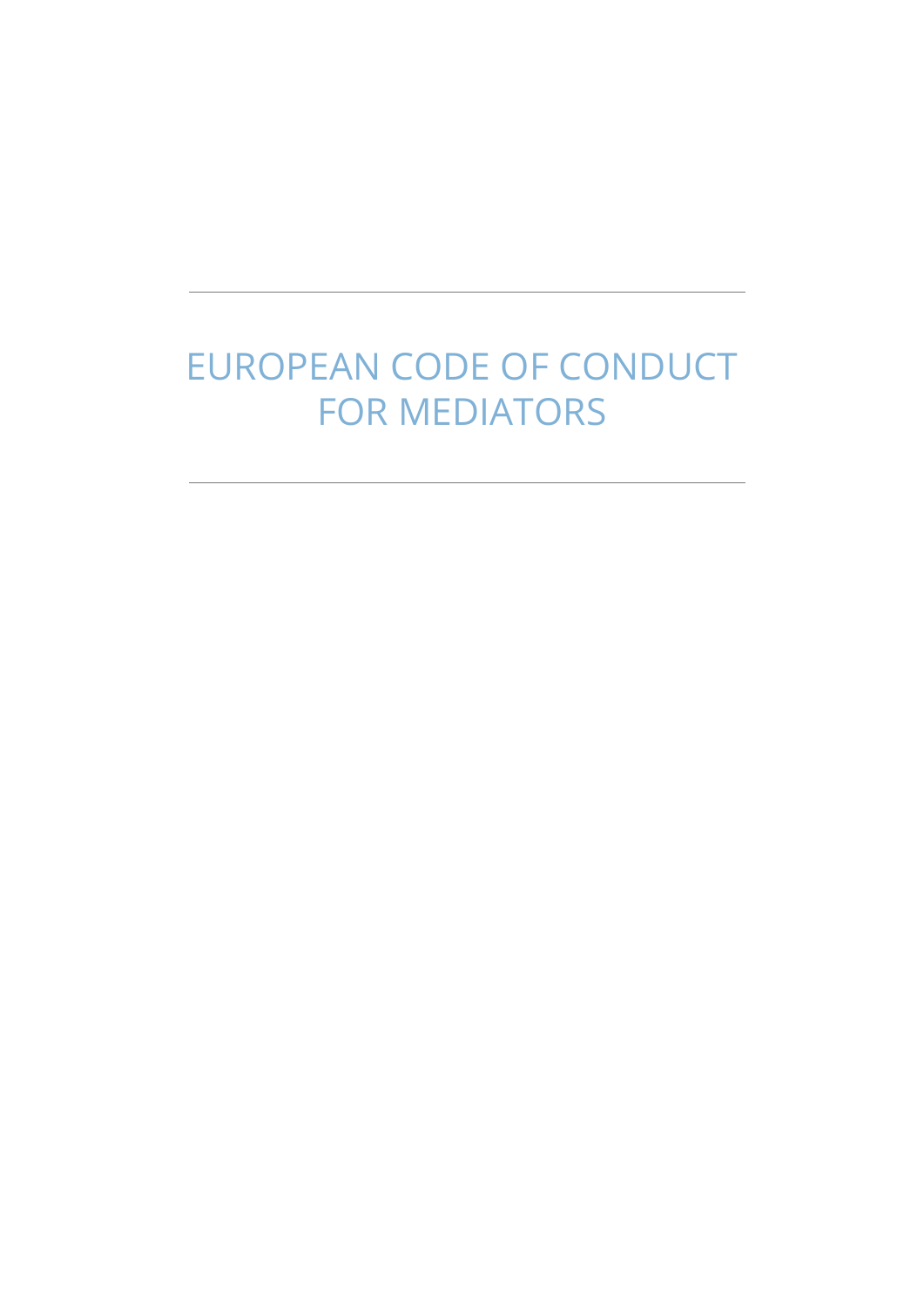# EUROPEAN CODE OF CONDUCT FOR MEDIATORS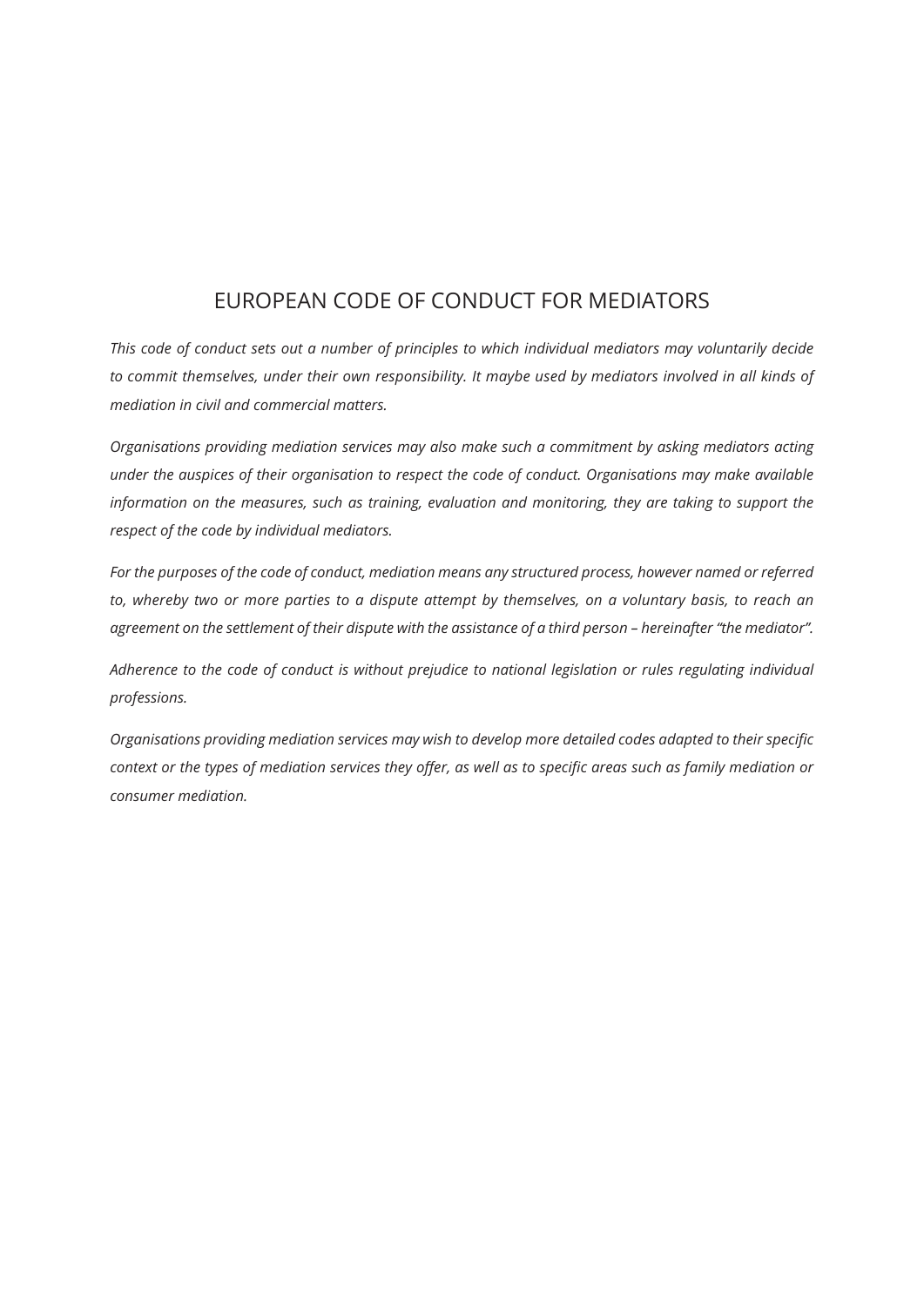# EUROPEAN CODE OF CONDUCT FOR MEDIATORS

*This code of conduct sets out a number of principles to which individual mediators may voluntarily decide to commit themselves, under their own responsibility. It maybe used by mediators involved in all kinds of mediation in civil and commercial matters.*

*Organisations providing mediation services may also make such a commitment by asking mediators acting under the auspices of their organisation to respect the code of conduct. Organisations may make available information on the measures, such as training, evaluation and monitoring, they are taking to support the respect of the code by individual mediators.*

*For the purposes of the code of conduct, mediation means any structured process, however named or referred to, whereby two or more parties to a dispute attempt by themselves, on a voluntary basis, to reach an agreement on the settlement of their dispute with the assistance of a third person – hereinafter "the mediator".*

*Adherence to the code of conduct is without prejudice to national legislation or rules regulating individual professions.*

*Organisations providing mediation services may wish to develop more detailed codes adapted to their specific context or the types of mediation services they offer, as well as to specific areas such as family mediation or consumer mediation.*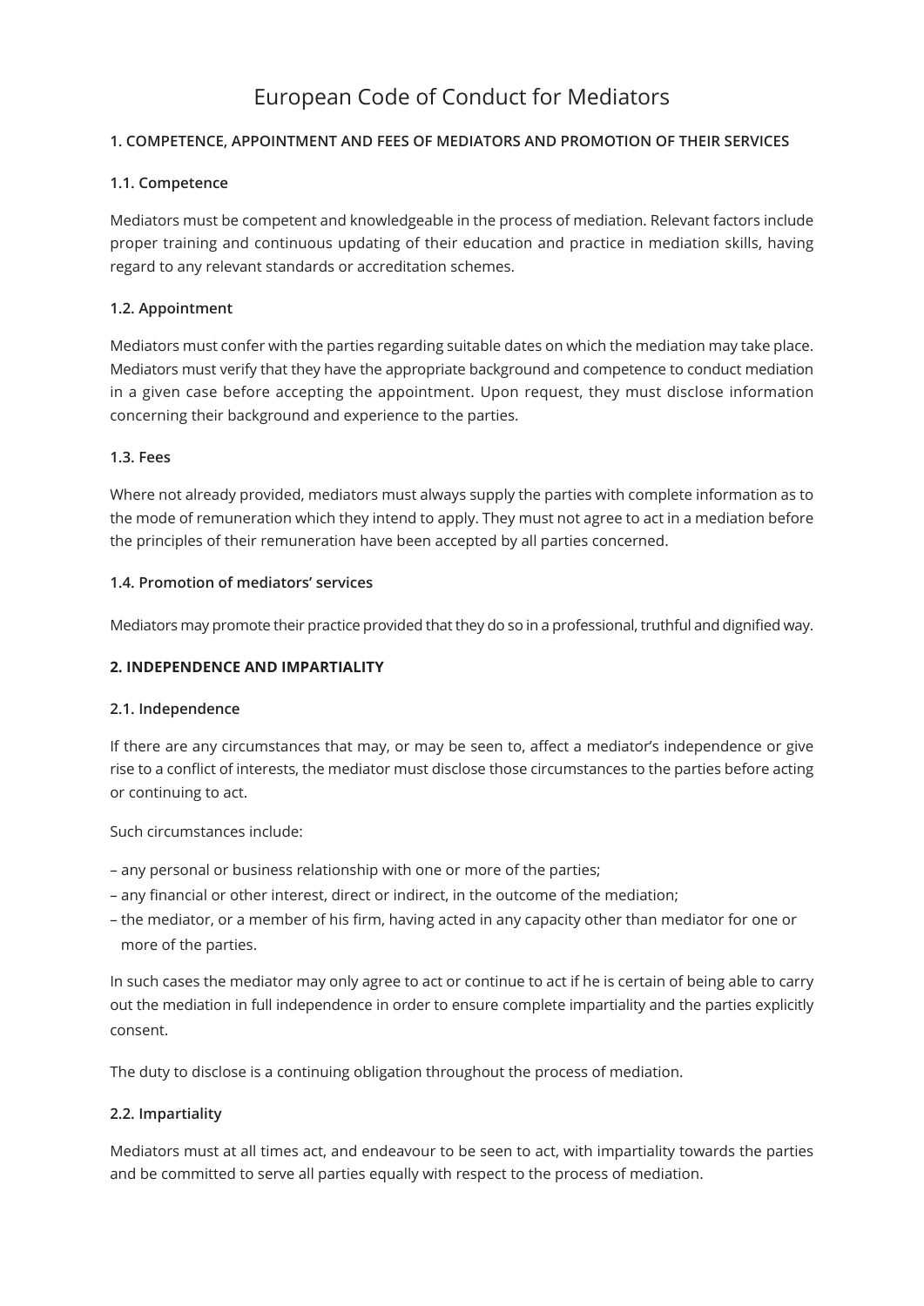# European Code of Conduct for Mediators

## 1. COMPETENCE, APPOINTMENT AND FEES OF MEDIATORS AND PROMOTION OF THEIR SERVICES

### 1.1. Competence

Mediators must be competent and knowledgeable in the process of mediation. Relevant factors include proper training and continuous updating of their education and practice in mediation skills, having regard to any relevant standards or accreditation schemes.

### 1.2. Appointment

Mediators must confer with the parties regarding suitable dates on which the mediation may take place. Mediators must verify that they have the appropriate background and competence to conduct mediation in a given case before accepting the appointment. Upon request, they must disclose information concerning their background and experience to the parties.

### 1.3. Fees

Where not already provided, mediators must always supply the parties with complete information as to the mode of remuneration which they intend to apply. They must not agree to act in a mediation before the principles of their remuneration have been accepted by all parties concerned.

### 1.4. Promotion of mediators' services

Mediators may promote their practice provided that they do so in a professional, truthful and dignified way.

## 2. INDEPENDENCE AND IMPARTIALITY

### 2.1. Independence

If there are any circumstances that may, or may be seen to, affect a mediator's independence or give rise to a conflict of interests, the mediator must disclose those circumstances to the parties before acting or continuing to act.

Such circumstances include:

– any personal or business relationship with one or more of the parties;
– any financial or other interest, direct or indirect, in the outcome of the mediation;
– the mediator, or a member of his firm, having acted in any capacity other than mediator for one or more of the parties.

In such cases the mediator may only agree to act or continue to act if he is certain of being able to carry out the mediation in full independence in order to ensure complete impartiality and the parties explicitly consent.

The duty to disclose is a continuing obligation throughout the process of mediation.

### 2.2. Impartiality

Mediators must at all times act, and endeavour to be seen to act, with impartiality towards the parties and be committed to serve all parties equally with respect to the process of mediation.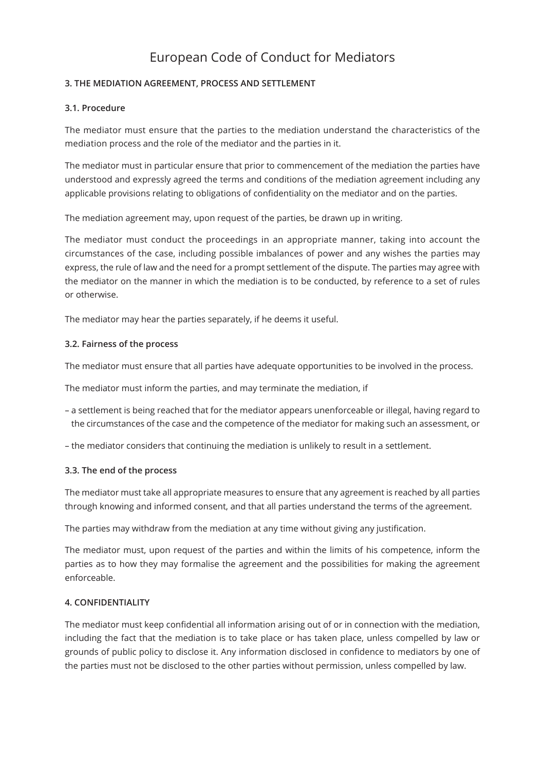# European Code of Conduct for Mediators

**3. THE MEDIATION AGREEMENT, PROCESS AND SETTLEMENT**

**3.1. Procedure**

The mediator must ensure that the parties to the mediation understand the characteristics of the mediation process and the role of the mediator and the parties in it.

The mediator must in particular ensure that prior to commencement of the mediation the parties have understood and expressly agreed the terms and conditions of the mediation agreement including any applicable provisions relating to obligations of confidentiality on the mediator and on the parties.

The mediation agreement may, upon request of the parties, be drawn up in writing.

The mediator must conduct the proceedings in an appropriate manner, taking into account the circumstances of the case, including possible imbalances of power and any wishes the parties may express, the rule of law and the need for a prompt settlement of the dispute. The parties may agree with the mediator on the manner in which the mediation is to be conducted, by reference to a set of rules or otherwise.

The mediator may hear the parties separately, if he deems it useful.

**3.2. Fairness of the process**

The mediator must ensure that all parties have adequate opportunities to be involved in the process.

The mediator must inform the parties, and may terminate the mediation, if

– a settlement is being reached that for the mediator appears unenforceable or illegal, having regard to the circumstances of the case and the competence of the mediator for making such an assessment, or

– the mediator considers that continuing the mediation is unlikely to result in a settlement.

**3.3. The end of the process**

The mediator must take all appropriate measures to ensure that any agreement is reached by all parties through knowing and informed consent, and that all parties understand the terms of the agreement.

The parties may withdraw from the mediation at any time without giving any justification.

The mediator must, upon request of the parties and within the limits of his competence, inform the parties as to how they may formalise the agreement and the possibilities for making the agreement enforceable.

**4. CONFIDENTIALITY**

The mediator must keep confidential all information arising out of or in connection with the mediation, including the fact that the mediation is to take place or has taken place, unless compelled by law or grounds of public policy to disclose it. Any information disclosed in confidence to mediators by one of the parties must not be disclosed to the other parties without permission, unless compelled by law.